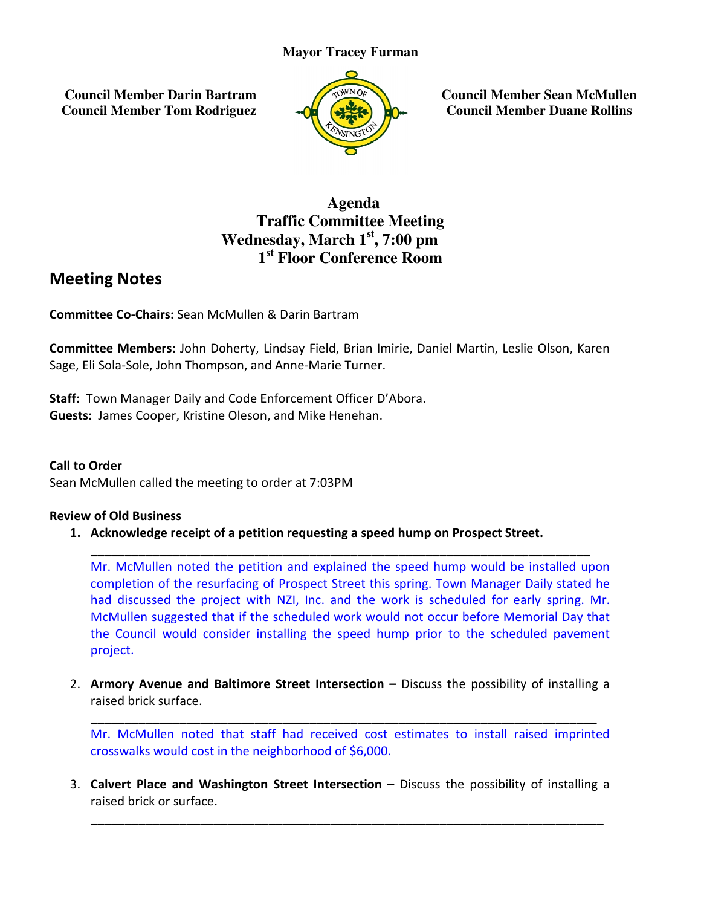**Mayor Tracey Furman**

**Council Member Darin Bartram**
**Council Member Tom Rodriguez**

**Council Member Sean McMullen**
**Council Member Duane Rollins**

**Agenda**
**Traffic Committee Meeting**
**Wednesday, March 1st, 7:00 pm**
**1st Floor Conference Room**

## Meeting Notes

**Committee Co-Chairs:** Sean McMullen & Darin Bartram

**Committee Members:** John Doherty, Lindsay Field, Brian Imirie, Daniel Martin, Leslie Olson, Karen Sage, Eli Sola-Sole, John Thompson, and Anne-Marie Turner.

**Staff:** Town Manager Daily and Code Enforcement Officer D'Abora.
**Guests:** James Cooper, Kristine Oleson, and Mike Henehan.

**Call to Order**
Sean McMullen called the meeting to order at 7:03PM

**Review of Old Business**

1. **Acknowledge receipt of a petition requesting a speed hump on Prospect Street.**

   ---

   Mr. McMullen noted the petition and explained the speed hump would be installed upon completion of the resurfacing of Prospect Street this spring. Town Manager Daily stated he had discussed the project with NZI, Inc. and the work is scheduled for early spring. Mr. McMullen suggested that if the scheduled work would not occur before Memorial Day that the Council would consider installing the speed hump prior to the scheduled pavement project.

2. **Armory Avenue and Baltimore Street Intersection –** Discuss the possibility of installing a raised brick surface.

   ---

   Mr. McMullen noted that staff had received cost estimates to install raised imprinted crosswalks would cost in the neighborhood of $6,000.

3. **Calvert Place and Washington Street Intersection –** Discuss the possibility of installing a raised brick or surface.

   ---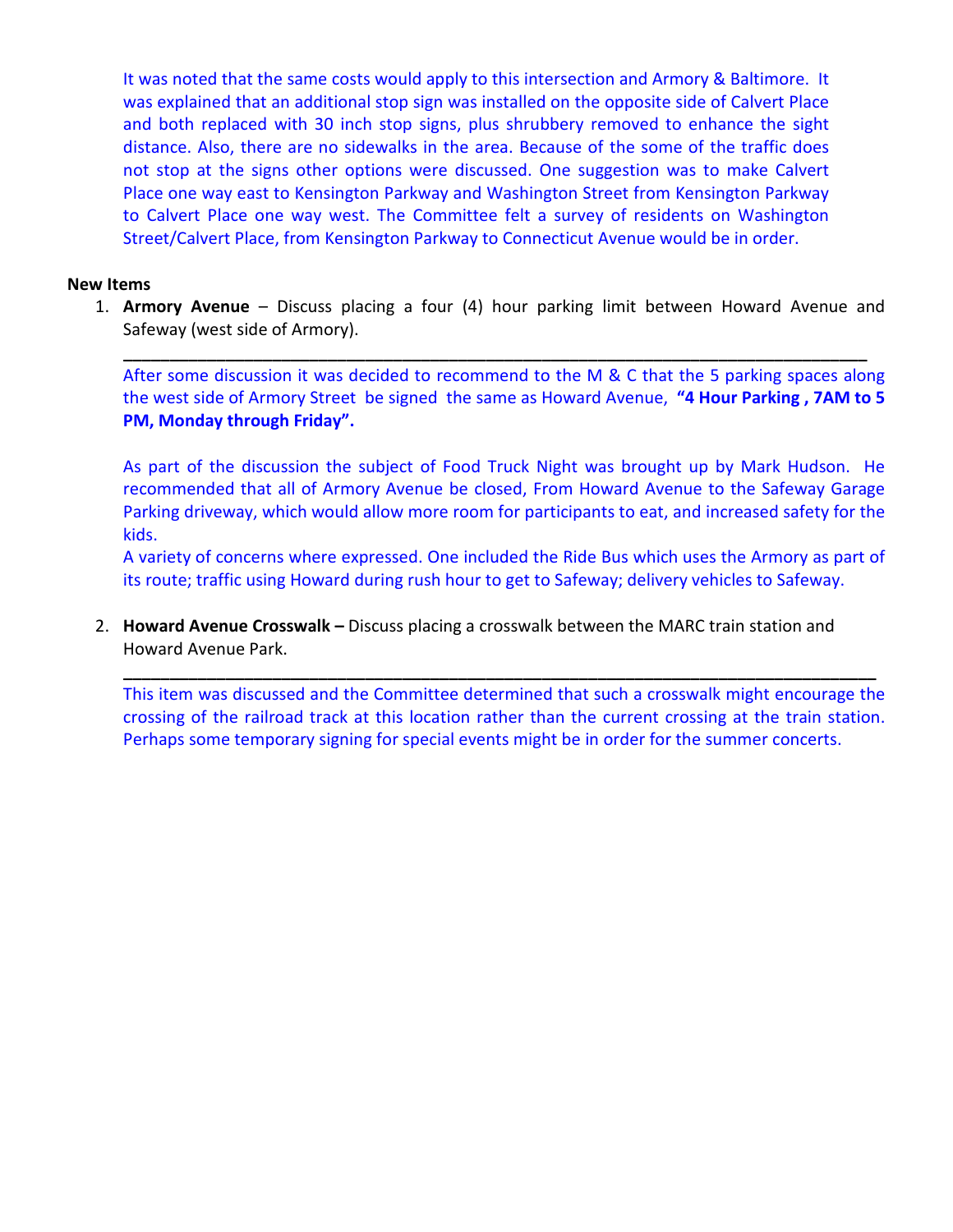It was noted that the same costs would apply to this intersection and Armory & Baltimore. It was explained that an additional stop sign was installed on the opposite side of Calvert Place and both replaced with 30 inch stop signs, plus shrubbery removed to enhance the sight distance. Also, there are no sidewalks in the area. Because of the some of the traffic does not stop at the signs other options were discussed. One suggestion was to make Calvert Place one way east to Kensington Parkway and Washington Street from Kensington Parkway to Calvert Place one way west. The Committee felt a survey of residents on Washington Street/Calvert Place, from Kensington Parkway to Connecticut Avenue would be in order.

**New Items**

1. **Armory Avenue** – Discuss placing a four (4) hour parking limit between Howard Avenue and Safeway (west side of Armory).

   ---

   After some discussion it was decided to recommend to the M & C that the 5 parking spaces along the west side of Armory Street be signed the same as Howard Avenue, **"4 Hour Parking , 7AM to 5 PM, Monday through Friday".**

   As part of the discussion the subject of Food Truck Night was brought up by Mark Hudson. He recommended that all of Armory Avenue be closed, From Howard Avenue to the Safeway Garage Parking driveway, which would allow more room for participants to eat, and increased safety for the kids.
   A variety of concerns where expressed. One included the Ride Bus which uses the Armory as part of its route; traffic using Howard during rush hour to get to Safeway; delivery vehicles to Safeway.

2. **Howard Avenue Crosswalk –** Discuss placing a crosswalk between the MARC train station and Howard Avenue Park.

   ---

   This item was discussed and the Committee determined that such a crosswalk might encourage the crossing of the railroad track at this location rather than the current crossing at the train station. Perhaps some temporary signing for special events might be in order for the summer concerts.